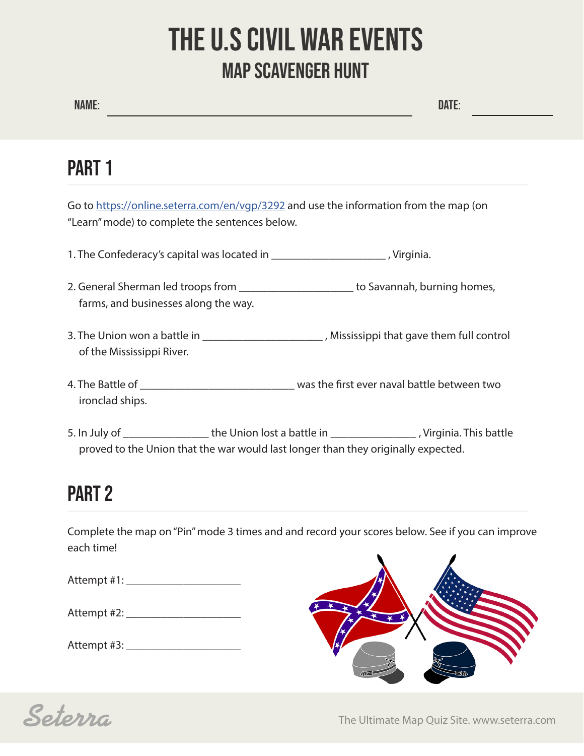# THE U.S CIVIL WAR EVENTS

## MAP SCAVENGER HUNT

**NAME:** ______________________________ **DATE:** ____________

## PART 1

Go to [https://online.seterra.com/en/vgp/3292](https://online.seterra.com/en/vgp/3292) and use the information from the map (on "Learn" mode) to complete the sentences below.

1. The Confederacy's capital was located in ____________________ , Virginia.

2. General Sherman led troops from ____________________ to Savannah, burning homes, farms, and businesses along the way.

3. The Union won a battle in _____________________ , Mississippi that gave them full control of the Mississippi River.

4. The Battle of ___________________________ was the first ever naval battle between two ironclad ships.

5. In July of _______________ the Union lost a battle in _______________ , Virginia. This battle proved to the Union that the war would last longer than they originally expected.

## PART 2

Complete the map on "Pin" mode 3 times and and record your scores below. See if you can improve each time!

Attempt #1: ____________________

Attempt #2: ____________________

Attempt #3: ____________________

Seterra

The Ultimate Map Quiz Site. www.seterra.com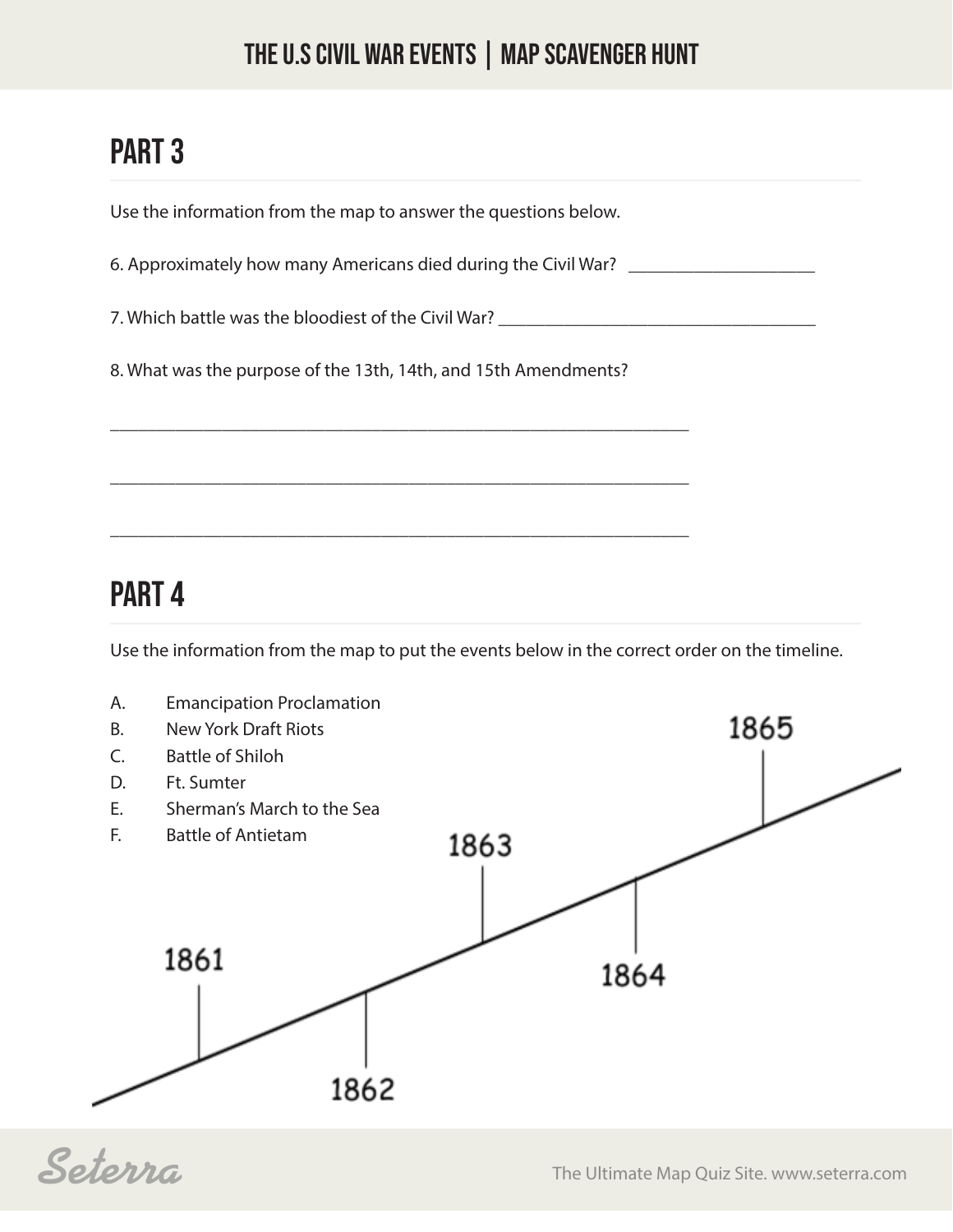## PART 3

Use the information from the map to answer the questions below.

6. Approximately how many Americans died during the Civil War? ____________________

7. Which battle was the bloodiest of the Civil War? ___________________________________

8. What was the purpose of the 13th, 14th, and 15th Amendments?

_______________________________________________________________

_______________________________________________________________

_______________________________________________________________

## PART 4

Use the information from the map to put the events below in the correct order on the timeline.

A. Emancipation Proclamation
B. New York Draft Riots
C. Battle of Shiloh
D. Ft. Sumter
E. Sherman's March to the Sea
F. Battle of Antietam

1861

1862

1863

1864

1865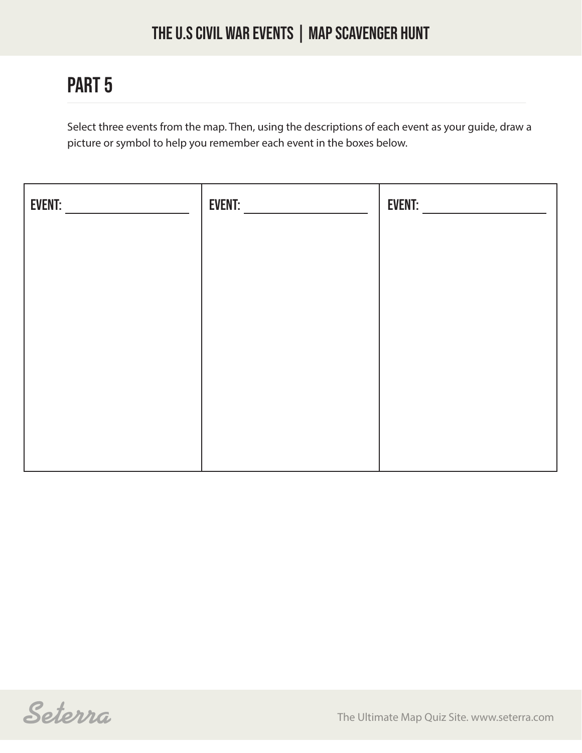## PART 5

Select three events from the map. Then, using the descriptions of each event as your guide, draw a picture or symbol to help you remember each event in the boxes below.

| EVENT: ____________________ | EVENT: ____________________ | EVENT: ____________________ |
|---|---|---|
| | | |